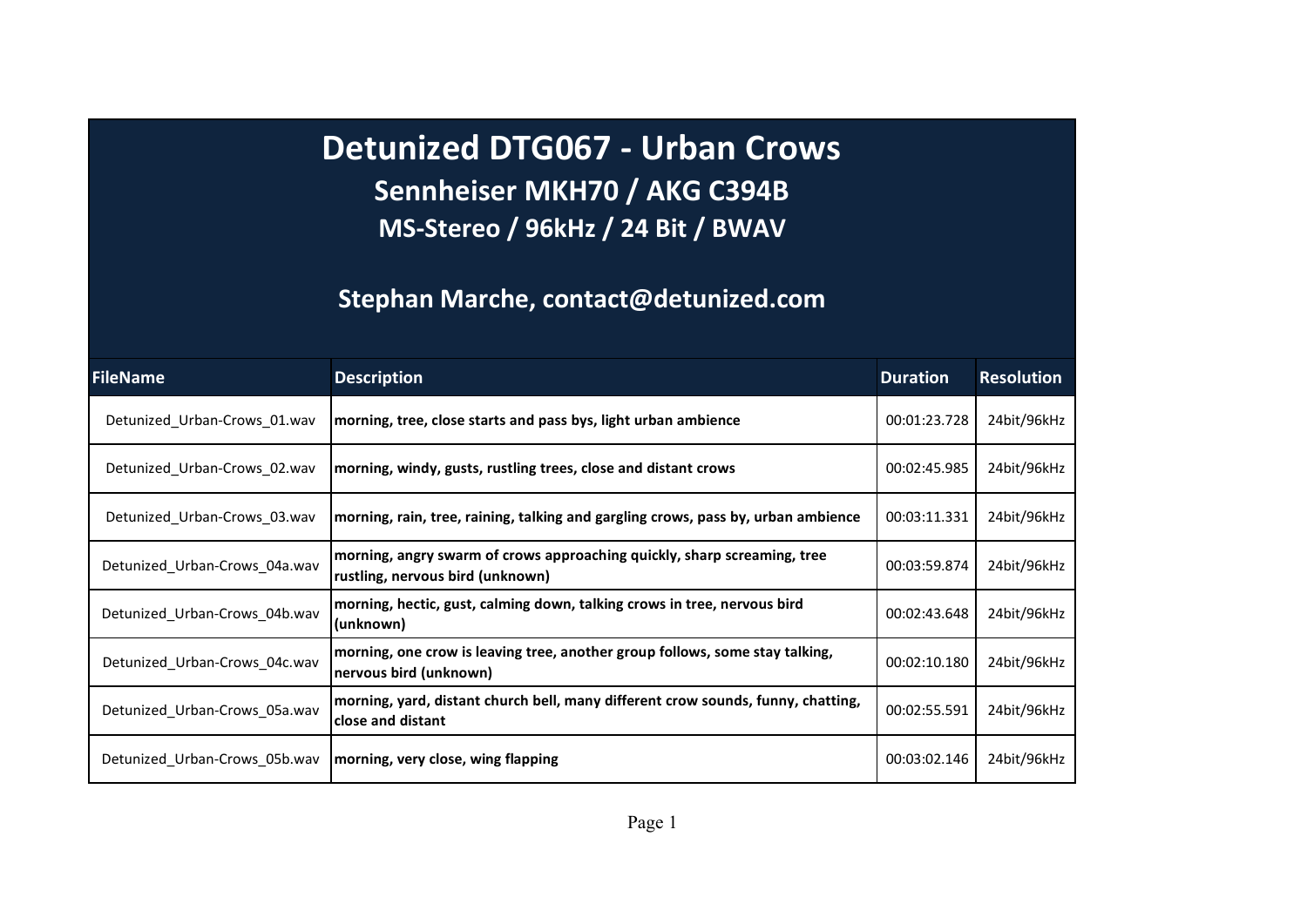# Detunized DTG067 - Urban Crows

## Sennheiser MKH70 / AKG C394B

## MS-Stereo / 96kHz / 24 Bit / BWAV

## Stephan Marche, contact@detunized.com

| FileName | Description | Duration | Resolution |
|---|---|---|---|
| Detunized_Urban-Crows_01.wav | **morning, tree, close starts and pass bys, light urban ambience** | 00:01:23.728 | 24bit/96kHz |
| Detunized_Urban-Crows_02.wav | **morning, windy, gusts, rustling trees, close and distant crows** | 00:02:45.985 | 24bit/96kHz |
| Detunized_Urban-Crows_03.wav | **morning, rain, tree, raining, talking and gargling crows, pass by, urban ambience** | 00:03:11.331 | 24bit/96kHz |
| Detunized_Urban-Crows_04a.wav | **morning, angry swarm of crows approaching quickly, sharp screaming, tree rustling, nervous bird (unknown)** | 00:03:59.874 | 24bit/96kHz |
| Detunized_Urban-Crows_04b.wav | **morning, hectic, gust, calming down, talking crows in tree, nervous bird (unknown)** | 00:02:43.648 | 24bit/96kHz |
| Detunized_Urban-Crows_04c.wav | **morning, one crow is leaving tree, another group follows, some stay talking, nervous bird (unknown)** | 00:02:10.180 | 24bit/96kHz |
| Detunized_Urban-Crows_05a.wav | **morning, yard, distant church bell, many different crow sounds, funny, chatting, close and distant** | 00:02:55.591 | 24bit/96kHz |
| Detunized_Urban-Crows_05b.wav | **morning, very close, wing flapping** | 00:03:02.146 | 24bit/96kHz |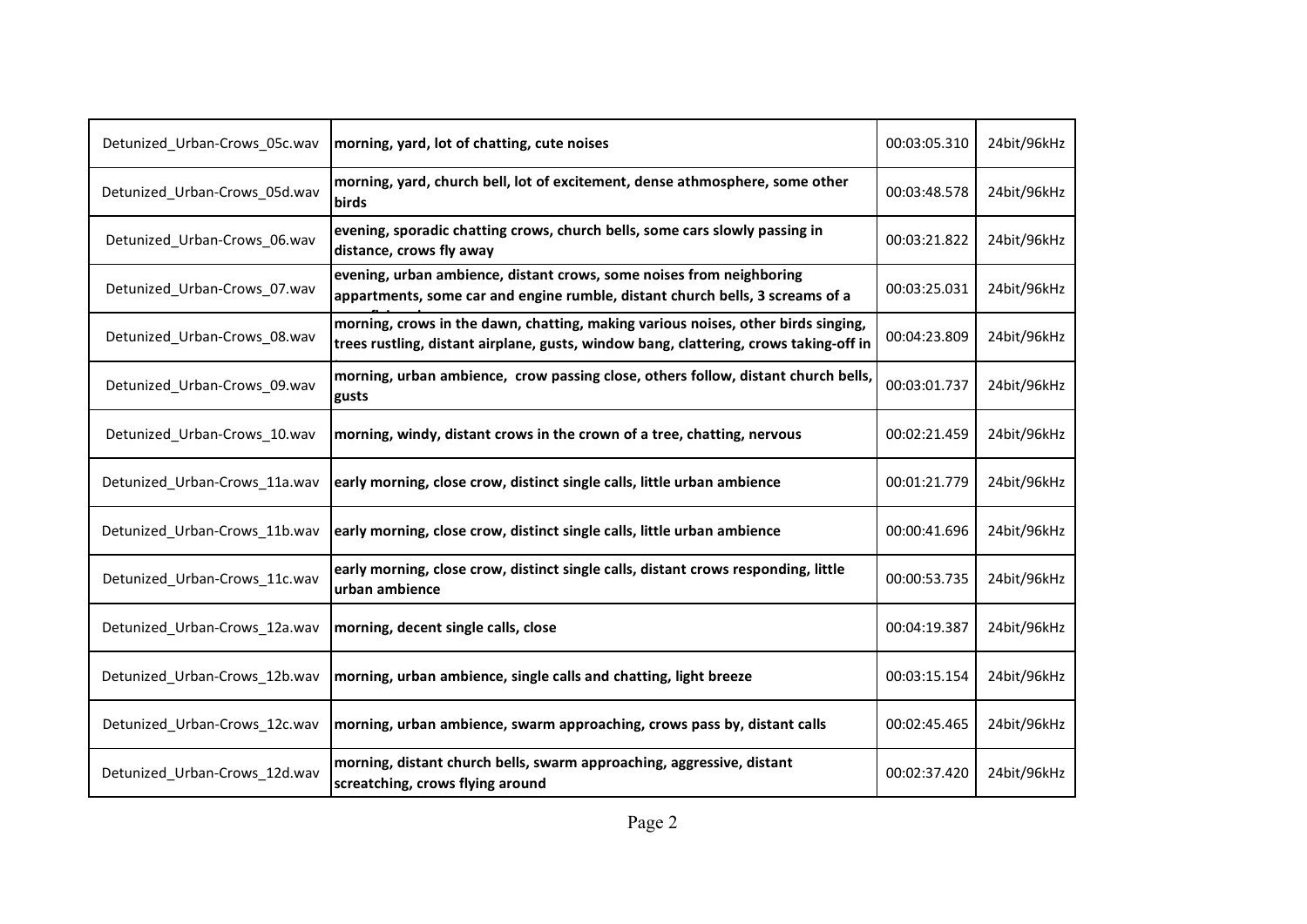| | | | |
|---|---|---|---|
| Detunized_Urban-Crows_05c.wav | **morning, yard, lot of chatting, cute noises** | 00:03:05.310 | 24bit/96kHz |
| Detunized_Urban-Crows_05d.wav | **morning, yard, church bell, lot of excitement, dense athmosphere, some other birds** | 00:03:48.578 | 24bit/96kHz |
| Detunized_Urban-Crows_06.wav | **evening, sporadic chatting crows, church bells, some cars slowly passing in distance, crows fly away** | 00:03:21.822 | 24bit/96kHz |
| Detunized_Urban-Crows_07.wav | **evening, urban ambience, distant crows, some noises from neighboring appartments, some car and engine rumble, distant church bells, 3 screams of a** | 00:03:25.031 | 24bit/96kHz |
| Detunized_Urban-Crows_08.wav | **morning, crows in the dawn, chatting, making various noises, other birds singing, trees rustling, distant airplane, gusts, window bang, clattering, crows taking-off in** | 00:04:23.809 | 24bit/96kHz |
| Detunized_Urban-Crows_09.wav | **morning, urban ambience, crow passing close, others follow, distant church bells, gusts** | 00:03:01.737 | 24bit/96kHz |
| Detunized_Urban-Crows_10.wav | **morning, windy, distant crows in the crown of a tree, chatting, nervous** | 00:02:21.459 | 24bit/96kHz |
| Detunized_Urban-Crows_11a.wav | **early morning, close crow, distinct single calls, little urban ambience** | 00:01:21.779 | 24bit/96kHz |
| Detunized_Urban-Crows_11b.wav | **early morning, close crow, distinct single calls, little urban ambience** | 00:00:41.696 | 24bit/96kHz |
| Detunized_Urban-Crows_11c.wav | **early morning, close crow, distinct single calls, distant crows responding, little urban ambience** | 00:00:53.735 | 24bit/96kHz |
| Detunized_Urban-Crows_12a.wav | **morning, decent single calls, close** | 00:04:19.387 | 24bit/96kHz |
| Detunized_Urban-Crows_12b.wav | **morning, urban ambience, single calls and chatting, light breeze** | 00:03:15.154 | 24bit/96kHz |
| Detunized_Urban-Crows_12c.wav | **morning, urban ambience, swarm approaching, crows pass by, distant calls** | 00:02:45.465 | 24bit/96kHz |
| Detunized_Urban-Crows_12d.wav | **morning, distant church bells, swarm approaching, aggressive, distant screatching, crows flying around** | 00:02:37.420 | 24bit/96kHz |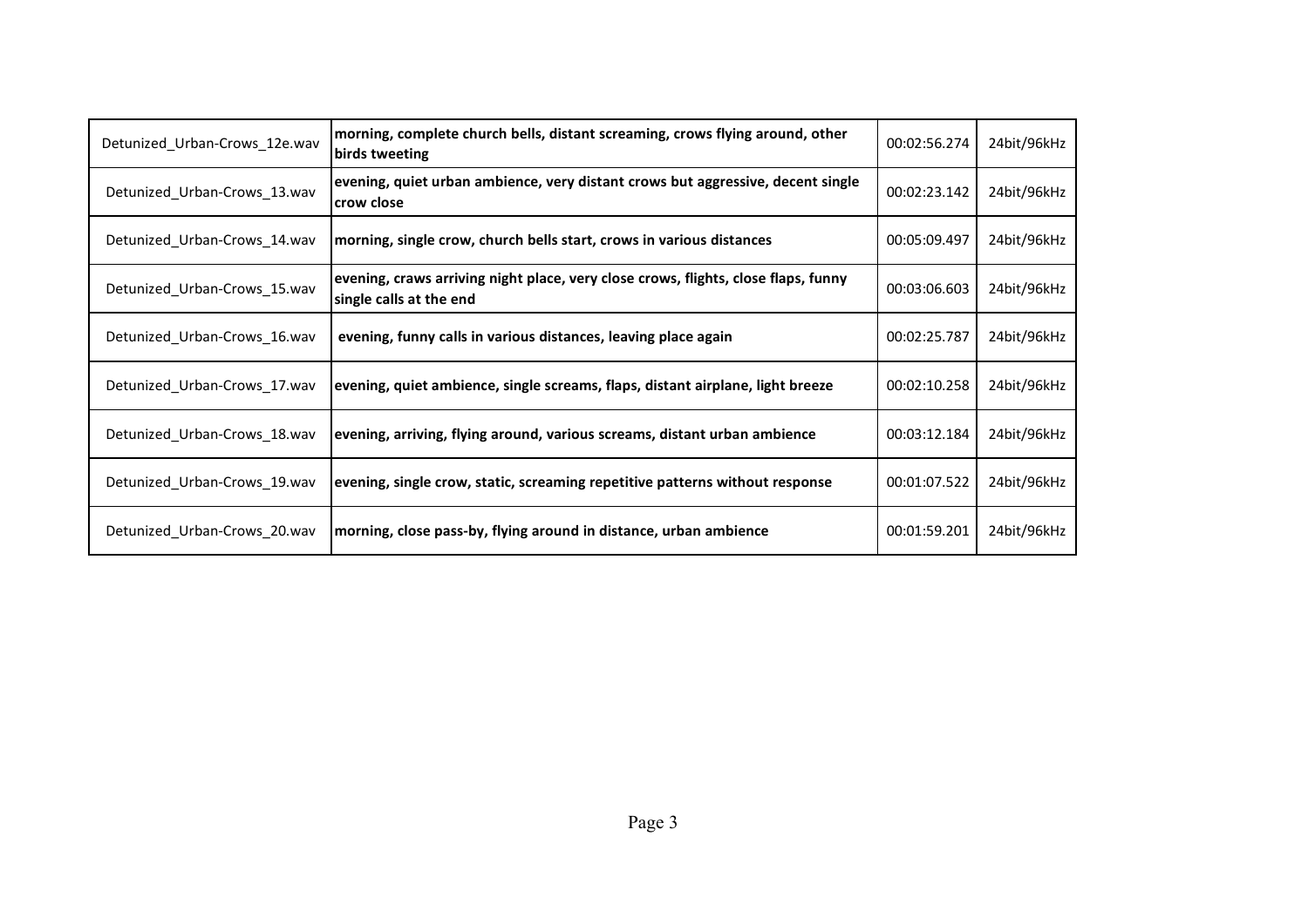| | | | |
|---|---|---|---|
| Detunized_Urban-Crows_12e.wav | **morning, complete church bells, distant screaming, crows flying around, other birds tweeting** | 00:02:56.274 | 24bit/96kHz |
| Detunized_Urban-Crows_13.wav | **evening, quiet urban ambience, very distant crows but aggressive, decent single crow close** | 00:02:23.142 | 24bit/96kHz |
| Detunized_Urban-Crows_14.wav | **morning, single crow, church bells start, crows in various distances** | 00:05:09.497 | 24bit/96kHz |
| Detunized_Urban-Crows_15.wav | **evening, craws arriving night place, very close crows, flights, close flaps, funny single calls at the end** | 00:03:06.603 | 24bit/96kHz |
| Detunized_Urban-Crows_16.wav | **evening, funny calls in various distances, leaving place again** | 00:02:25.787 | 24bit/96kHz |
| Detunized_Urban-Crows_17.wav | **evening, quiet ambience, single screams, flaps, distant airplane, light breeze** | 00:02:10.258 | 24bit/96kHz |
| Detunized_Urban-Crows_18.wav | **evening, arriving, flying around, various screams, distant urban ambience** | 00:03:12.184 | 24bit/96kHz |
| Detunized_Urban-Crows_19.wav | **evening, single crow, static, screaming repetitive patterns without response** | 00:01:07.522 | 24bit/96kHz |
| Detunized_Urban-Crows_20.wav | **morning, close pass-by, flying around in distance, urban ambience** | 00:01:59.201 | 24bit/96kHz |